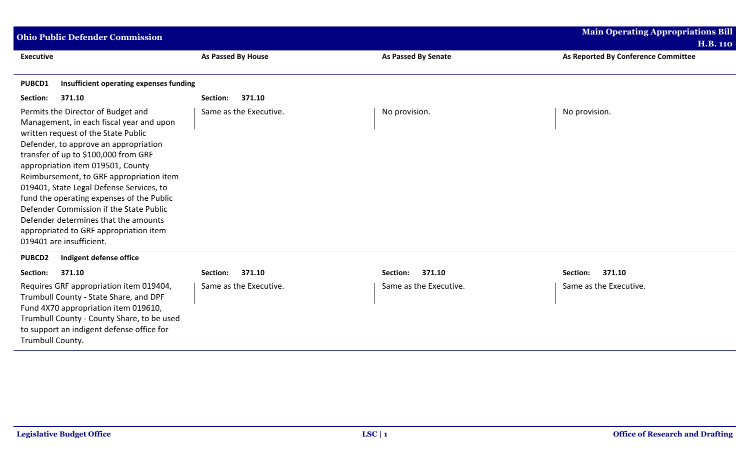## Ohio Public Defender Commission

**Main Operating Appropriations Bill H.B. 110**

| Executive | As Passed By House | As Passed By Senate | As Reported By Conference Committee |
|---|---|---|---|
| **PUBCD1 Insufficient operating expenses funding** | | | |
| **Section: 371.10** | **Section: 371.10** | | |
| Permits the Director of Budget and Management, in each fiscal year and upon written request of the State Public Defender, to approve an appropriation transfer of up to $100,000 from GRF appropriation item 019501, County Reimbursement, to GRF appropriation item 019401, State Legal Defense Services, to fund the operating expenses of the Public Defender Commission if the State Public Defender determines that the amounts appropriated to GRF appropriation item 019401 are insufficient. | Same as the Executive. | No provision. | No provision. |
| **PUBCD2 Indigent defense office** | | | |
| **Section: 371.10** | **Section: 371.10** | **Section: 371.10** | **Section: 371.10** |
| Requires GRF appropriation item 019404, Trumbull County - State Share, and DPF Fund 4X70 appropriation item 019610, Trumbull County - County Share, to be used to support an indigent defense office for Trumbull County. | Same as the Executive. | Same as the Executive. | Same as the Executive. |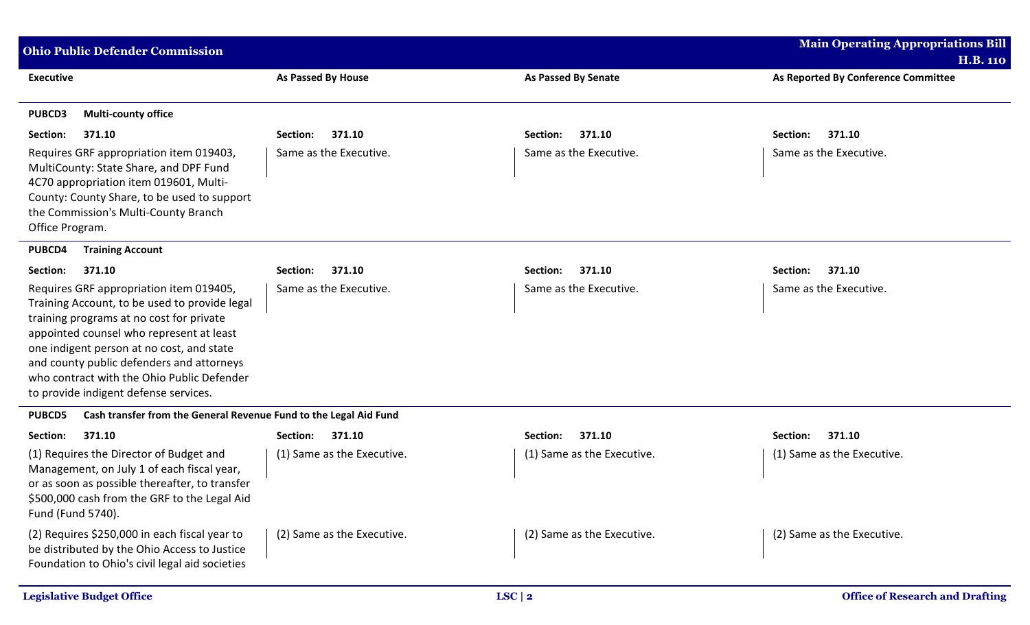| Executive | As Passed By House | As Passed By Senate | As Reported By Conference Committee |
|---|---|---|---|
| **PUBCD3 Multi-county office** | | | |
| **Section: 371.10** | **Section: 371.10** | **Section: 371.10** | **Section: 371.10** |
| Requires GRF appropriation item 019403, MultiCounty: State Share, and DPF Fund 4C70 appropriation item 019601, Multi-County: County Share, to be used to support the Commission's Multi-County Branch Office Program. | Same as the Executive. | Same as the Executive. | Same as the Executive. |
| **PUBCD4 Training Account** | | | |
| **Section: 371.10** | **Section: 371.10** | **Section: 371.10** | **Section: 371.10** |
| Requires GRF appropriation item 019405, Training Account, to be used to provide legal training programs at no cost for private appointed counsel who represent at least one indigent person at no cost, and state and county public defenders and attorneys who contract with the Ohio Public Defender to provide indigent defense services. | Same as the Executive. | Same as the Executive. | Same as the Executive. |
| **PUBCD5 Cash transfer from the General Revenue Fund to the Legal Aid Fund** | | | |
| **Section: 371.10** | **Section: 371.10** | **Section: 371.10** | **Section: 371.10** |
| (1) Requires the Director of Budget and Management, on July 1 of each fiscal year, or as soon as possible thereafter, to transfer $500,000 cash from the GRF to the Legal Aid Fund (Fund 5740). | (1) Same as the Executive. | (1) Same as the Executive. | (1) Same as the Executive. |
| (2) Requires $250,000 in each fiscal year to be distributed by the Ohio Access to Justice Foundation to Ohio's civil legal aid societies | (2) Same as the Executive. | (2) Same as the Executive. | (2) Same as the Executive. |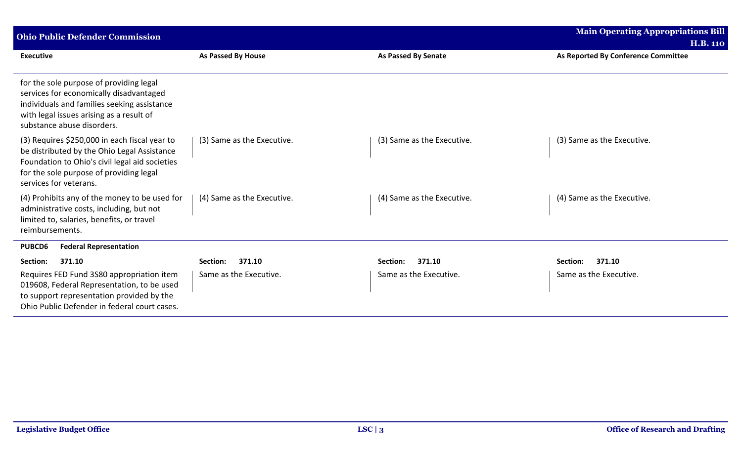| Executive | As Passed By House | As Passed By Senate | As Reported By Conference Committee |
|---|---|---|---|
| for the sole purpose of providing legal services for economically disadvantaged individuals and families seeking assistance with legal issues arising as a result of substance abuse disorders. | | | |
| (3) Requires $250,000 in each fiscal year to be distributed by the Ohio Legal Assistance Foundation to Ohio's civil legal aid societies for the sole purpose of providing legal services for veterans. | (3) Same as the Executive. | (3) Same as the Executive. | (3) Same as the Executive. |
| (4) Prohibits any of the money to be used for administrative costs, including, but not limited to, salaries, benefits, or travel reimbursements. | (4) Same as the Executive. | (4) Same as the Executive. | (4) Same as the Executive. |
| **PUBCD6 Federal Representation** | | | |
| **Section: 371.10** | **Section: 371.10** | **Section: 371.10** | **Section: 371.10** |
| Requires FED Fund 3S80 appropriation item 019608, Federal Representation, to be used to support representation provided by the Ohio Public Defender in federal court cases. | Same as the Executive. | Same as the Executive. | Same as the Executive. |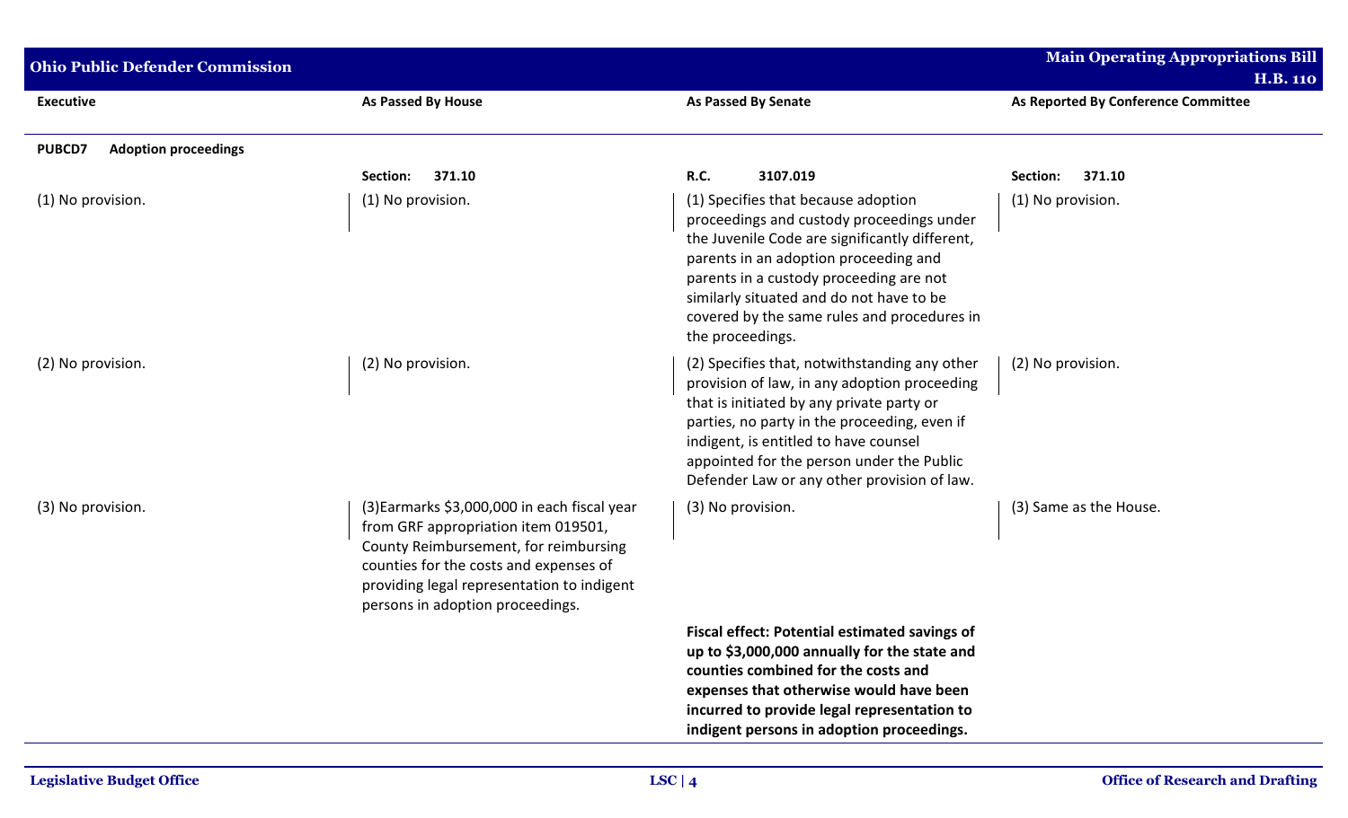| Executive | As Passed By House | As Passed By Senate | As Reported By Conference Committee |
|---|---|---|---|
| **PUBCD7 Adoption proceedings** | | | |
| | **Section: 371.10** | **R.C. 3107.019** | **Section: 371.10** |
| (1) No provision. | (1) No provision. | (1) Specifies that because adoption proceedings and custody proceedings under the Juvenile Code are significantly different, parents in an adoption proceeding and parents in a custody proceeding are not similarly situated and do not have to be covered by the same rules and procedures in the proceedings. | (1) No provision. |
| (2) No provision. | (2) No provision. | (2) Specifies that, notwithstanding any other provision of law, in any adoption proceeding that is initiated by any private party or parties, no party in the proceeding, even if indigent, is entitled to have counsel appointed for the person under the Public Defender Law or any other provision of law. | (2) No provision. |
| (3) No provision. | (3)Earmarks $3,000,000 in each fiscal year from GRF appropriation item 019501, County Reimbursement, for reimbursing counties for the costs and expenses of providing legal representation to indigent persons in adoption proceedings. | (3) No provision. | (3) Same as the House. |
| | | **Fiscal effect: Potential estimated savings of up to $3,000,000 annually for the state and counties combined for the costs and expenses that otherwise would have been incurred to provide legal representation to indigent persons in adoption proceedings.** | |